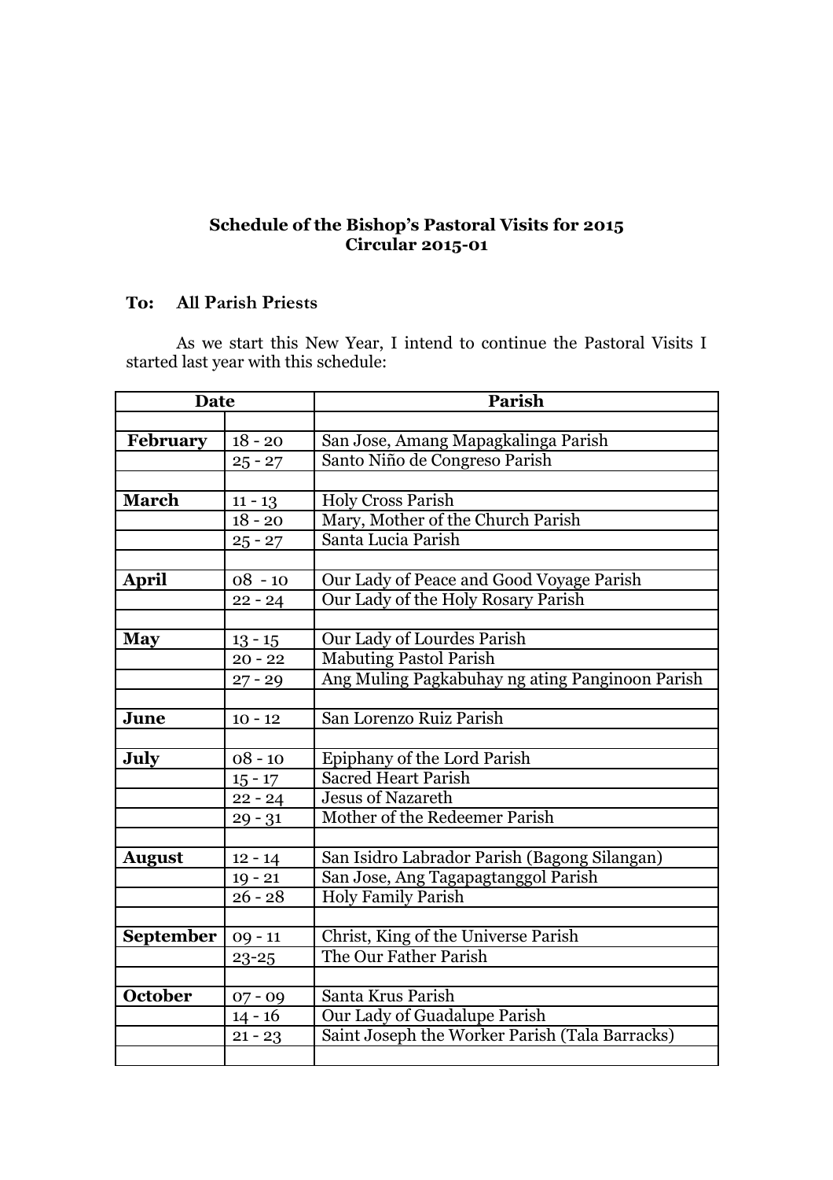**Schedule of the Bishop's Pastoral Visits for 2015**
**Circular 2015-01**

**To: All Parish Priests**

As we start this New Year, I intend to continue the Pastoral Visits I started last year with this schedule:

| Date | | Parish |
|---|---|---|
| | | |
| **February** | 18 - 20 | San Jose, Amang Mapagkalinga Parish |
| | 25 - 27 | Santo Niño de Congreso Parish |
| | | |
| **March** | 11 - 13 | Holy Cross Parish |
| | 18 - 20 | Mary, Mother of the Church Parish |
| | 25 - 27 | Santa Lucia Parish |
| | | |
| **April** | 08 - 10 | Our Lady of Peace and Good Voyage Parish |
| | 22 - 24 | Our Lady of the Holy Rosary Parish |
| | | |
| **May** | 13 - 15 | Our Lady of Lourdes Parish |
| | 20 - 22 | Mabuting Pastol Parish |
| | 27 - 29 | Ang Muling Pagkabuhay ng ating Panginoon Parish |
| | | |
| **June** | 10 - 12 | San Lorenzo Ruiz Parish |
| | | |
| **July** | 08 - 10 | Epiphany of the Lord Parish |
| | 15 - 17 | Sacred Heart Parish |
| | 22 - 24 | Jesus of Nazareth |
| | 29 - 31 | Mother of the Redeemer Parish |
| | | |
| **August** | 12 - 14 | San Isidro Labrador Parish (Bagong Silangan) |
| | 19 - 21 | San Jose, Ang Tagapagtanggol Parish |
| | 26 - 28 | Holy Family Parish |
| | | |
| **September** | 09 - 11 | Christ, King of the Universe Parish |
| | 23-25 | The Our Father Parish |
| | | |
| **October** | 07 - 09 | Santa Krus Parish |
| | 14 - 16 | Our Lady of Guadalupe Parish |
| | 21 - 23 | Saint Joseph the Worker Parish (Tala Barracks) |
| | | |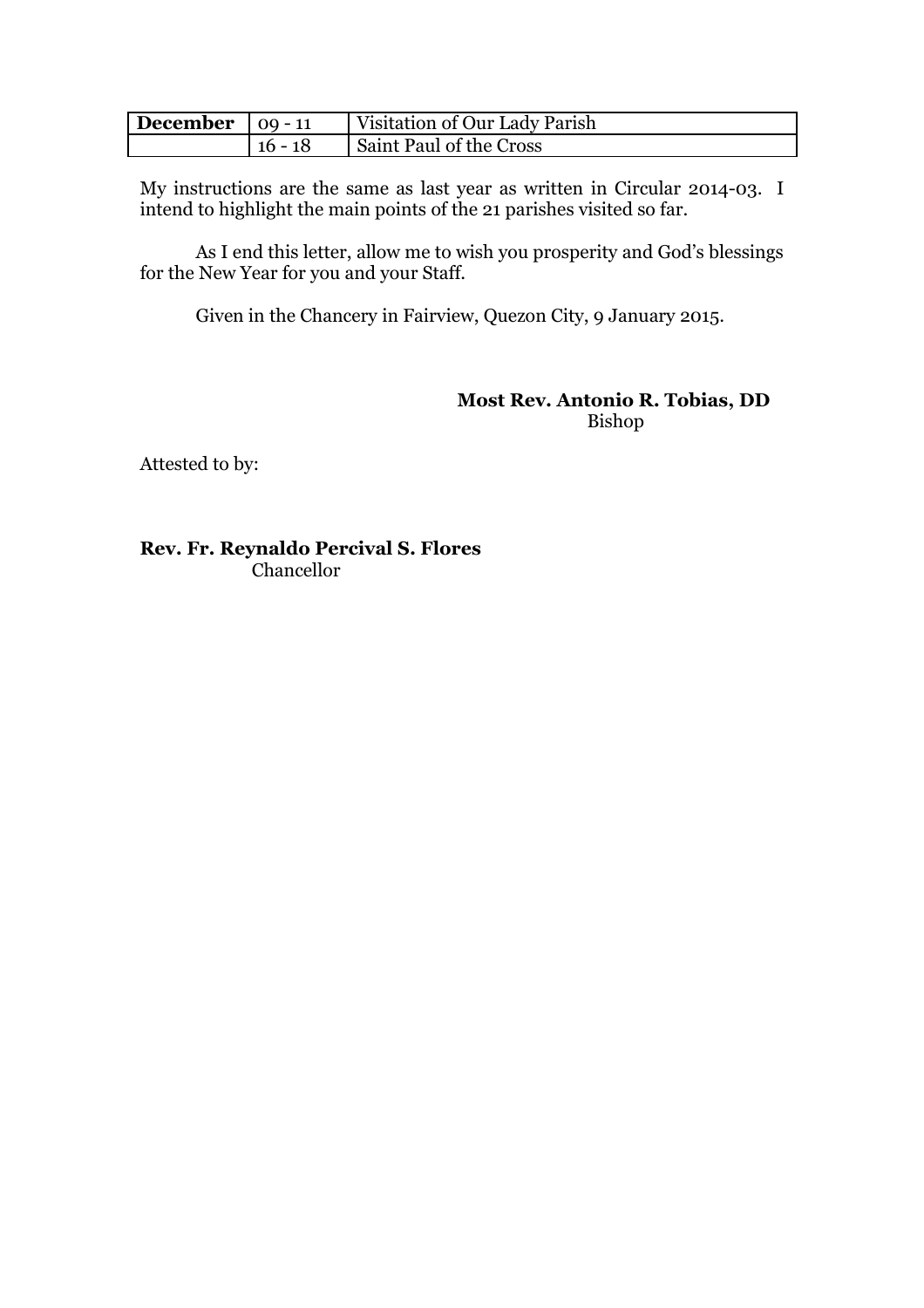| | | |
|---|---|---|
| **December** | 09 - 11 | Visitation of Our Lady Parish |
| | 16 - 18 | Saint Paul of the Cross |

My instructions are the same as last year as written in Circular 2014-03. I intend to highlight the main points of the 21 parishes visited so far.

As I end this letter, allow me to wish you prosperity and God's blessings for the New Year for you and your Staff.

Given in the Chancery in Fairview, Quezon City, 9 January 2015.

**Most Rev. Antonio R. Tobias, DD**
Bishop

Attested to by:

**Rev. Fr. Reynaldo Percival S. Flores**
Chancellor